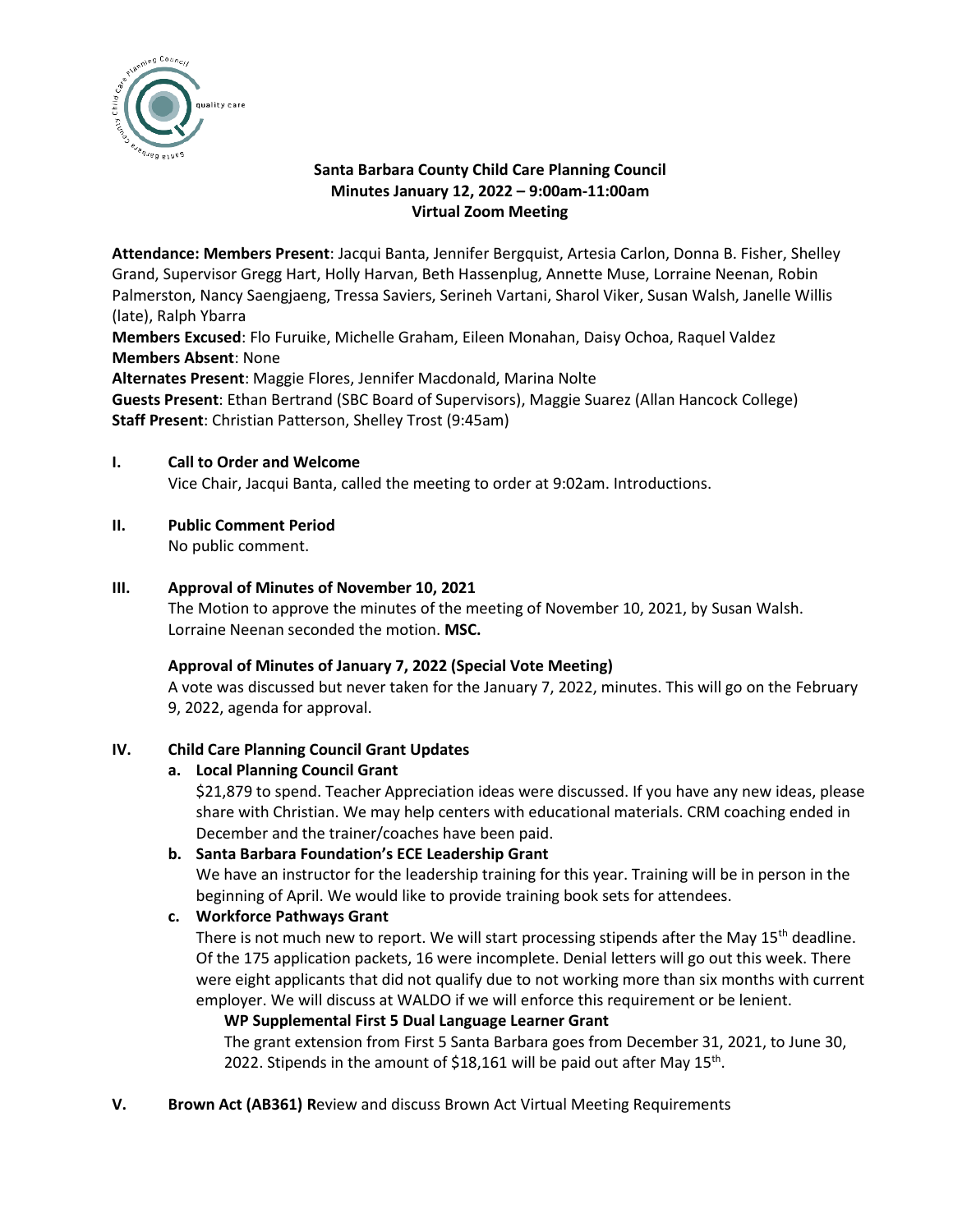## Santa Barbara County Child Care Planning Council
## Minutes January 12, 2022 – 9:00am-11:00am
## Virtual Zoom Meeting

**Attendance: Members Present**: Jacqui Banta, Jennifer Bergquist, Artesia Carlon, Donna B. Fisher, Shelley Grand, Supervisor Gregg Hart, Holly Harvan, Beth Hassenplug, Annette Muse, Lorraine Neenan, Robin Palmerston, Nancy Saengjaeng, Tressa Saviers, Serineh Vartani, Sharol Viker, Susan Walsh, Janelle Willis (late), Ralph Ybarra

**Members Excused**: Flo Furuike, Michelle Graham, Eileen Monahan, Daisy Ochoa, Raquel Valdez

**Members Absent**: None

**Alternates Present**: Maggie Flores, Jennifer Macdonald, Marina Nolte

**Guests Present**: Ethan Bertrand (SBC Board of Supervisors), Maggie Suarez (Allan Hancock College)

**Staff Present**: Christian Patterson, Shelley Trost (9:45am)

### I. Call to Order and Welcome

Vice Chair, Jacqui Banta, called the meeting to order at 9:02am. Introductions.

### II. Public Comment Period

No public comment.

### III. Approval of Minutes of November 10, 2021

The Motion to approve the minutes of the meeting of November 10, 2021, by Susan Walsh. Lorraine Neenan seconded the motion. **MSC.**

**Approval of Minutes of January 7, 2022 (Special Vote Meeting)**

A vote was discussed but never taken for the January 7, 2022, minutes. This will go on the February 9, 2022, agenda for approval.

### IV. Child Care Planning Council Grant Updates

**a. Local Planning Council Grant**

$21,879 to spend. Teacher Appreciation ideas were discussed. If you have any new ideas, please share with Christian. We may help centers with educational materials. CRM coaching ended in December and the trainer/coaches have been paid.

**b. Santa Barbara Foundation's ECE Leadership Grant**

We have an instructor for the leadership training for this year. Training will be in person in the beginning of April. We would like to provide training book sets for attendees.

**c. Workforce Pathways Grant**

There is not much new to report. We will start processing stipends after the May 15th deadline. Of the 175 application packets, 16 were incomplete. Denial letters will go out this week. There were eight applicants that did not qualify due to not working more than six months with current employer. We will discuss at WALDO if we will enforce this requirement or be lenient.

**WP Supplemental First 5 Dual Language Learner Grant**

The grant extension from First 5 Santa Barbara goes from December 31, 2021, to June 30, 2022. Stipends in the amount of $18,161 will be paid out after May 15th.

### V. Brown Act (AB361) Review and discuss Brown Act Virtual Meeting Requirements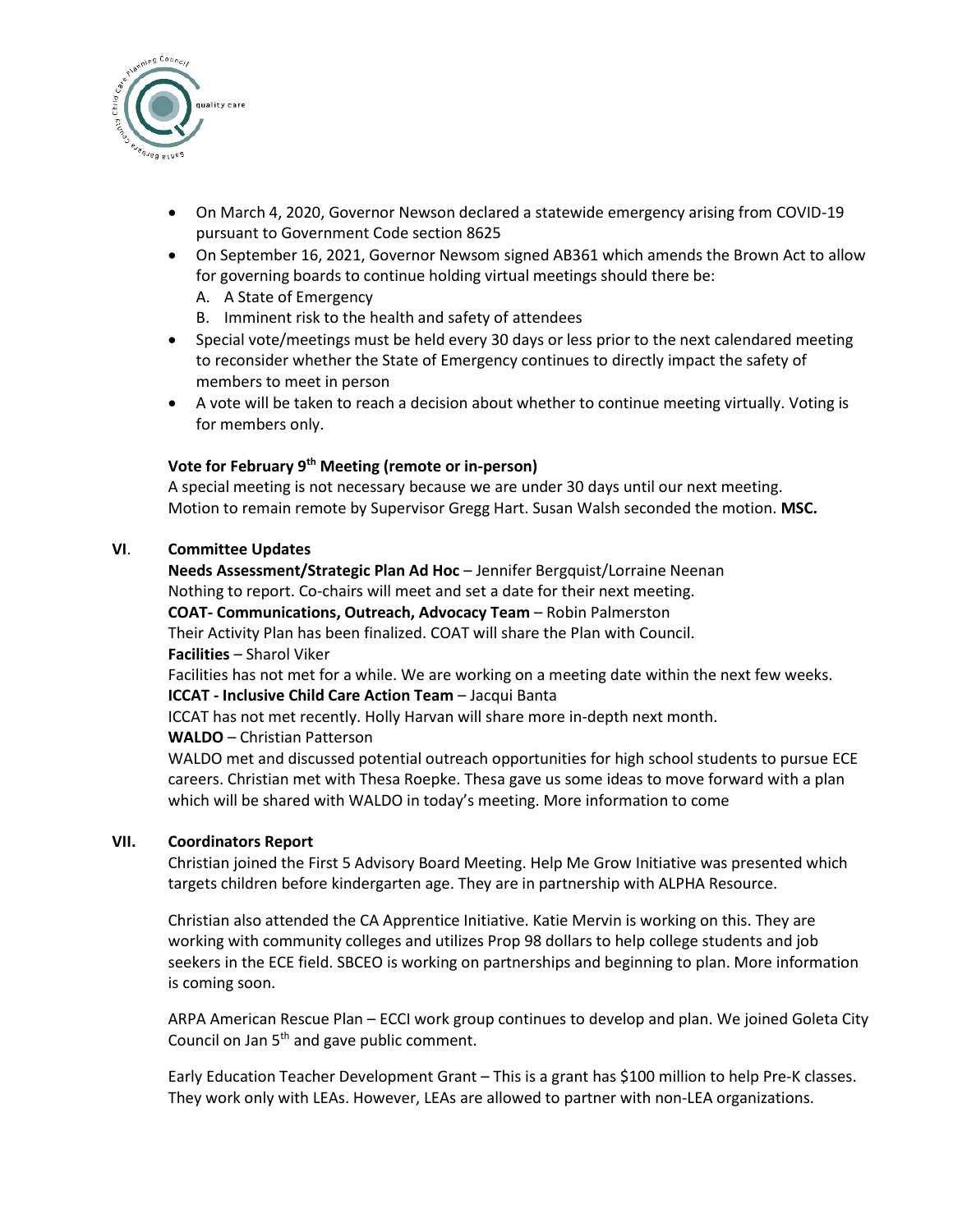- On March 4, 2020, Governor Newson declared a statewide emergency arising from COVID-19 pursuant to Government Code section 8625
- On September 16, 2021, Governor Newsom signed AB361 which amends the Brown Act to allow for governing boards to continue holding virtual meetings should there be:
  A. A State of Emergency
  B. Imminent risk to the health and safety of attendees
- Special vote/meetings must be held every 30 days or less prior to the next calendared meeting to reconsider whether the State of Emergency continues to directly impact the safety of members to meet in person
- A vote will be taken to reach a decision about whether to continue meeting virtually. Voting is for members only.

**Vote for February 9th Meeting (remote or in-person)**

A special meeting is not necessary because we are under 30 days until our next meeting. Motion to remain remote by Supervisor Gregg Hart. Susan Walsh seconded the motion. **MSC.**

## VI. Committee Updates

**Needs Assessment/Strategic Plan Ad Hoc** – Jennifer Bergquist/Lorraine Neenan
Nothing to report. Co-chairs will meet and set a date for their next meeting.

**COAT- Communications, Outreach, Advocacy Team** – Robin Palmerston
Their Activity Plan has been finalized. COAT will share the Plan with Council.

**Facilities** – Sharol Viker
Facilities has not met for a while. We are working on a meeting date within the next few weeks.

**ICCAT - Inclusive Child Care Action Team** – Jacqui Banta
ICCAT has not met recently. Holly Harvan will share more in-depth next month.

**WALDO** – Christian Patterson
WALDO met and discussed potential outreach opportunities for high school students to pursue ECE careers. Christian met with Thesa Roepke. Thesa gave us some ideas to move forward with a plan which will be shared with WALDO in today's meeting. More information to come

## VII. Coordinators Report

Christian joined the First 5 Advisory Board Meeting. Help Me Grow Initiative was presented which targets children before kindergarten age. They are in partnership with ALPHA Resource.

Christian also attended the CA Apprentice Initiative. Katie Mervin is working on this. They are working with community colleges and utilizes Prop 98 dollars to help college students and job seekers in the ECE field. SBCEO is working on partnerships and beginning to plan. More information is coming soon.

ARPA American Rescue Plan – ECCI work group continues to develop and plan. We joined Goleta City Council on Jan 5th and gave public comment.

Early Education Teacher Development Grant – This is a grant has $100 million to help Pre-K classes. They work only with LEAs. However, LEAs are allowed to partner with non-LEA organizations.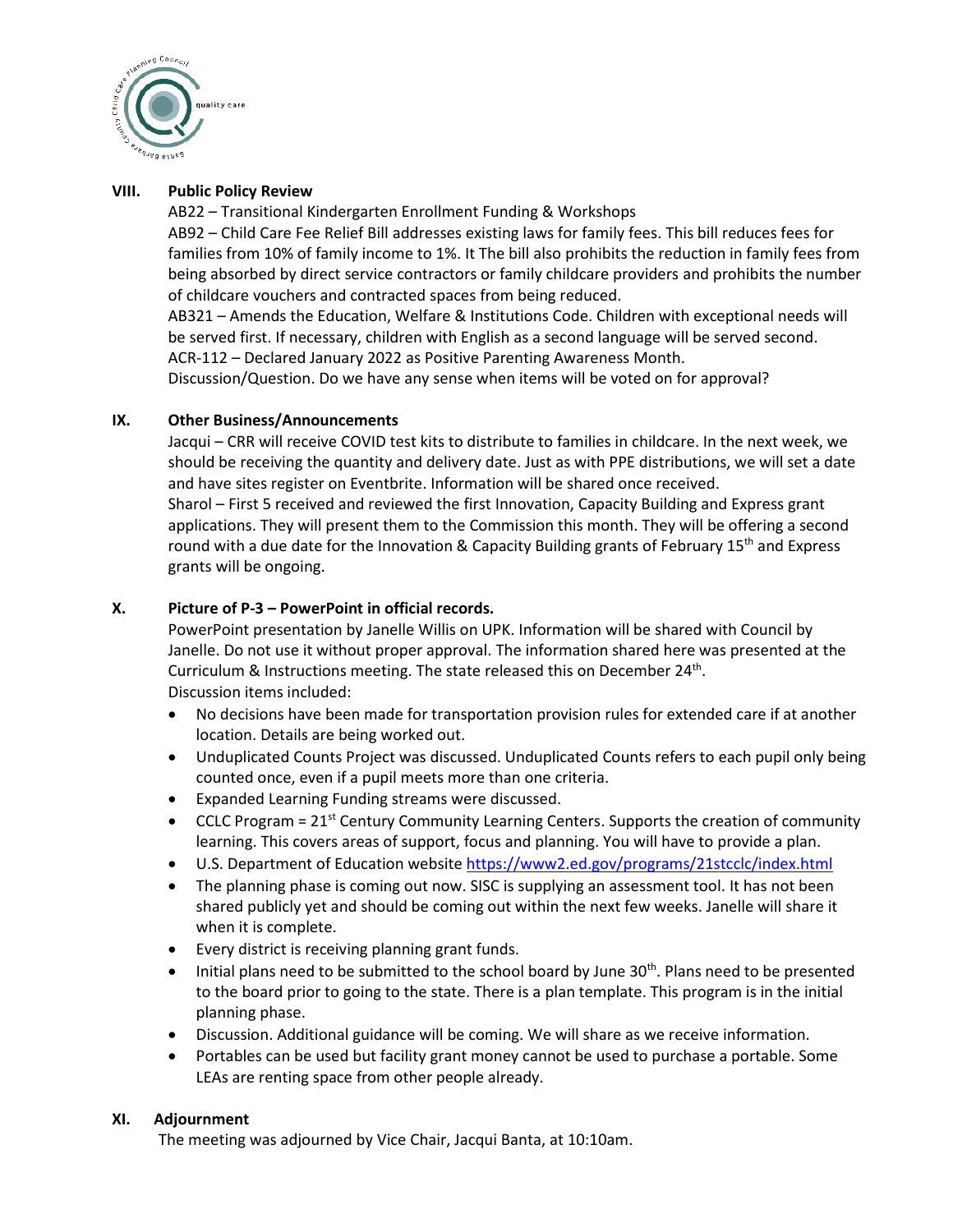## VIII. Public Policy Review

AB22 – Transitional Kindergarten Enrollment Funding & Workshops

AB92 – Child Care Fee Relief Bill addresses existing laws for family fees. This bill reduces fees for families from 10% of family income to 1%. It The bill also prohibits the reduction in family fees from being absorbed by direct service contractors or family childcare providers and prohibits the number of childcare vouchers and contracted spaces from being reduced.

AB321 – Amends the Education, Welfare & Institutions Code. Children with exceptional needs will be served first. If necessary, children with English as a second language will be served second.

ACR-112 – Declared January 2022 as Positive Parenting Awareness Month.

Discussion/Question. Do we have any sense when items will be voted on for approval?

## IX. Other Business/Announcements

Jacqui – CRR will receive COVID test kits to distribute to families in childcare. In the next week, we should be receiving the quantity and delivery date. Just as with PPE distributions, we will set a date and have sites register on Eventbrite. Information will be shared once received.

Sharol – First 5 received and reviewed the first Innovation, Capacity Building and Express grant applications. They will present them to the Commission this month. They will be offering a second round with a due date for the Innovation & Capacity Building grants of February 15th and Express grants will be ongoing.

## X. Picture of P-3 – PowerPoint in official records.

PowerPoint presentation by Janelle Willis on UPK. Information will be shared with Council by Janelle. Do not use it without proper approval. The information shared here was presented at the Curriculum & Instructions meeting. The state released this on December 24th.

Discussion items included:

- No decisions have been made for transportation provision rules for extended care if at another location. Details are being worked out.
- Unduplicated Counts Project was discussed. Unduplicated Counts refers to each pupil only being counted once, even if a pupil meets more than one criteria.
- Expanded Learning Funding streams were discussed.
- CCLC Program = 21st Century Community Learning Centers. Supports the creation of community learning. This covers areas of support, focus and planning. You will have to provide a plan.
- U.S. Department of Education website https://www2.ed.gov/programs/21stcclc/index.html
- The planning phase is coming out now. SISC is supplying an assessment tool. It has not been shared publicly yet and should be coming out within the next few weeks. Janelle will share it when it is complete.
- Every district is receiving planning grant funds.
- Initial plans need to be submitted to the school board by June 30th. Plans need to be presented to the board prior to going to the state. There is a plan template. This program is in the initial planning phase.
- Discussion. Additional guidance will be coming. We will share as we receive information.
- Portables can be used but facility grant money cannot be used to purchase a portable. Some LEAs are renting space from other people already.

## XI. Adjournment

The meeting was adjourned by Vice Chair, Jacqui Banta, at 10:10am.